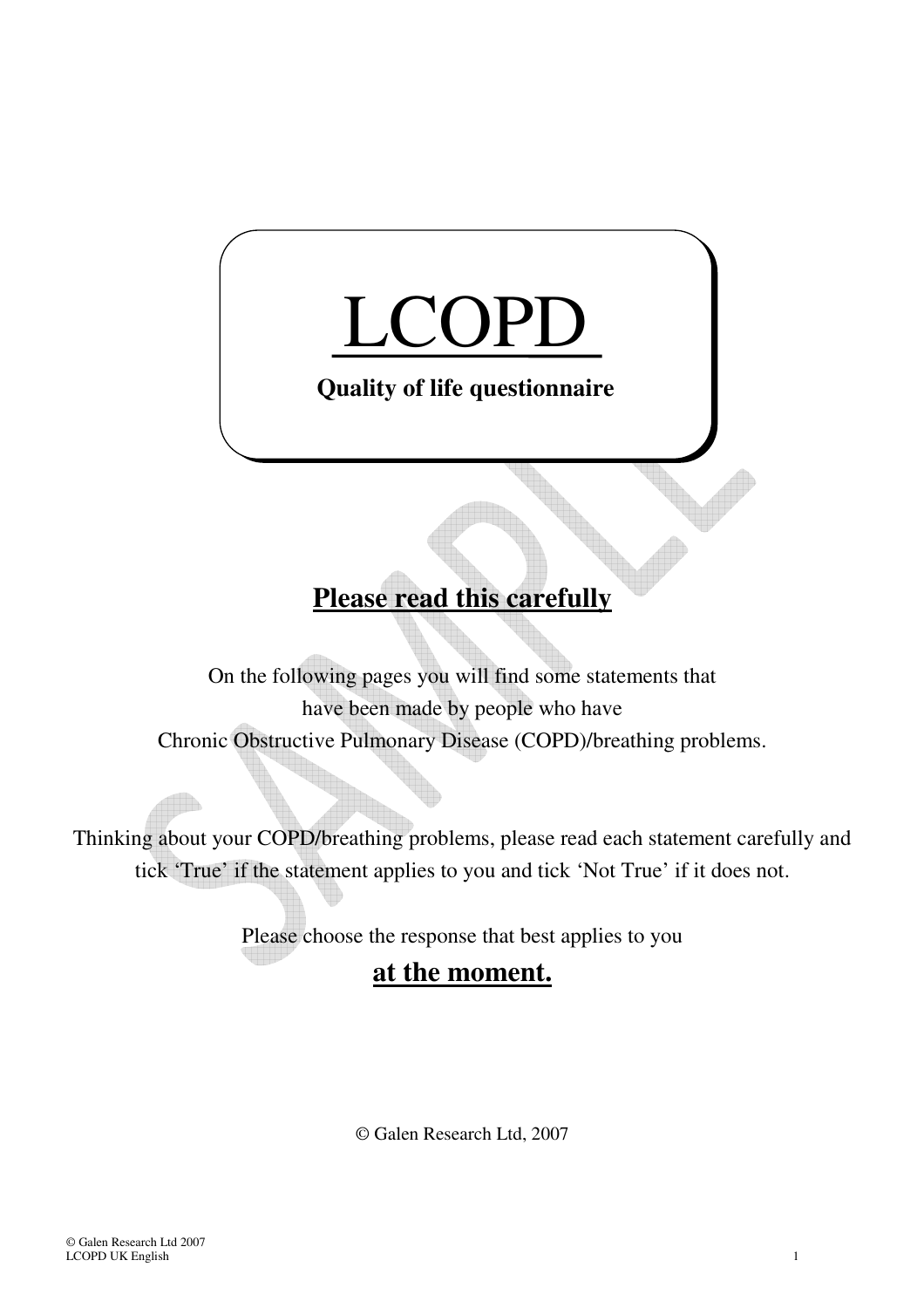# LCOPD

**Quality of life questionnaire**

## Please read this carefully

On the following pages you will find some statements that have been made by people who have Chronic Obstructive Pulmonary Disease (COPD)/breathing problems.

Thinking about your COPD/breathing problems, please read each statement carefully and tick 'True' if the statement applies to you and tick 'Not True' if it does not.

Please choose the response that best applies to you

**at the moment.**

© Galen Research Ltd, 2007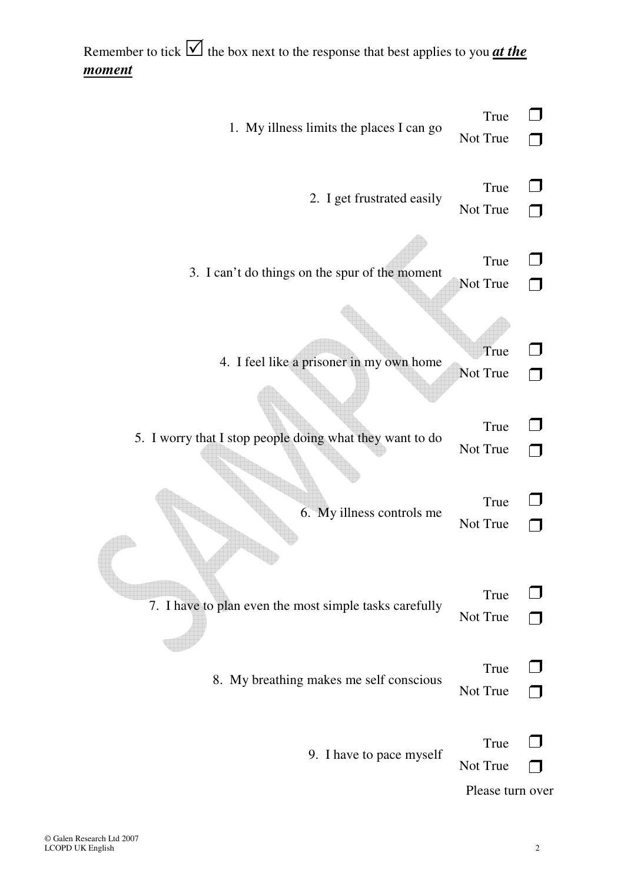Remember to tick ☑ the box next to the response that best applies to you ***at the moment***

1. My illness limits the places I can go
   - True ☐
   - Not True ☐

2. I get frustrated easily
   - True ☐
   - Not True ☐

3. I can't do things on the spur of the moment
   - True ☐
   - Not True ☐

4. I feel like a prisoner in my own home
   - True ☐
   - Not True ☐

5. I worry that I stop people doing what they want to do
   - True ☐
   - Not True ☐

6. My illness controls me
   - True ☐
   - Not True ☐

7. I have to plan even the most simple tasks carefully
   - True ☐
   - Not True ☐

8. My breathing makes me self conscious
   - True ☐
   - Not True ☐

9. I have to pace myself
   - True ☐
   - Not True ☐

Please turn over

© Galen Research Ltd 2007
LCOPD UK English